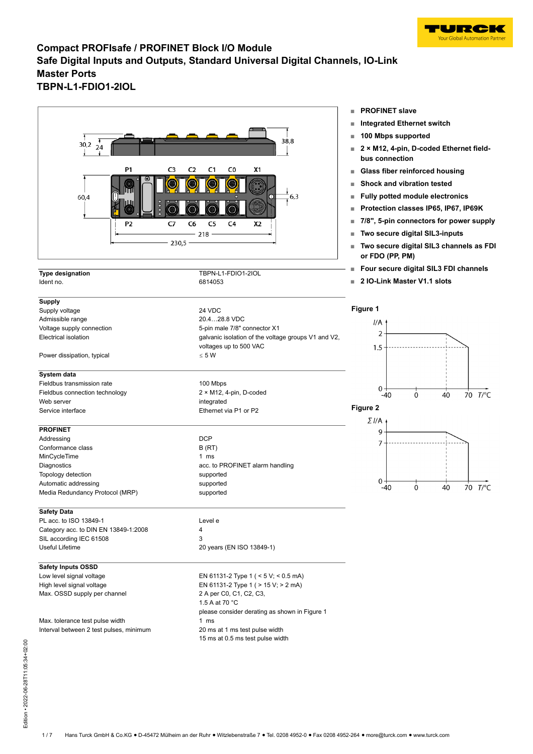# Compact PROFIsafe / PROFINET Block I/O Module
# Safe Digital Inputs and Outputs, Standard Universal Digital Channels, IO-Link Master Ports
# TBPN-L1-FDIO1-2IOL

- PROFINET slave
- Integrated Ethernet switch
- 100 Mbps supported
- 2 × M12, 4-pin, D-coded Ethernet fieldbus connection
- Glass fiber reinforced housing
- Shock and vibration tested
- Fully potted module electronics
- Protection classes IP65, IP67, IP69K
- 7/8", 5-pin connectors for power supply
- Two secure digital SIL3-inputs
- Two secure digital SIL3 channels as FDI or FDO (PP, PM)
- Four secure digital SIL3 FDI channels
- 2 IO-Link Master V1.1 slots

| | |
|---|---|
| **Type designation** | TBPN-L1-FDIO1-2IOL |
| Ident no. | 6814053 |
| **Supply** | |
| Supply voltage | 24 VDC |
| Admissible range | 20.4…28.8 VDC |
| Voltage supply connection | 5-pin male 7/8" connector X1 |
| Electrical isolation | galvanic isolation of the voltage groups V1 and V2, voltages up to 500 VAC |
| Power dissipation, typical | ≤ 5 W |
| **System data** | |
| Fieldbus transmission rate | 100 Mbps |
| Fieldbus connection technology | 2 × M12, 4-pin, D-coded |
| Web server | integrated |
| Service interface | Ethernet via P1 or P2 |
| **PROFINET** | |
| Addressing | DCP |
| Conformance class | B (RT) |
| MinCycleTime | 1 ms |
| Diagnostics | acc. to PROFINET alarm handling |
| Topology detection | supported |
| Automatic addressing | supported |
| Media Redundancy Protocol (MRP) | supported |
| **Safety Data** | |
| PL acc. to ISO 13849-1 | Level e |
| Category acc. to DIN EN 13849-1:2008 | 4 |
| SIL according IEC 61508 | 3 |
| Useful Lifetime | 20 years (EN ISO 13849-1) |
| **Safety Inputs OSSD** | |
| Low level signal voltage | EN 61131-2 Type 1 ( < 5 V; < 0.5 mA) |
| High level signal voltage | EN 61131-2 Type 1 ( > 15 V; > 2 mA) |
| Max. OSSD supply per channel | 2 A per C0, C1, C2, C3, 1.5 A at 70 °C please consider derating as shown in Figure 1 |
| Max. tolerance test pulse width | 1 ms |
| Interval between 2 test pulses, minimum | 20 ms at 1 ms test pulse width 15 ms at 0.5 ms test pulse width |

**Figure 1**

**Figure 2**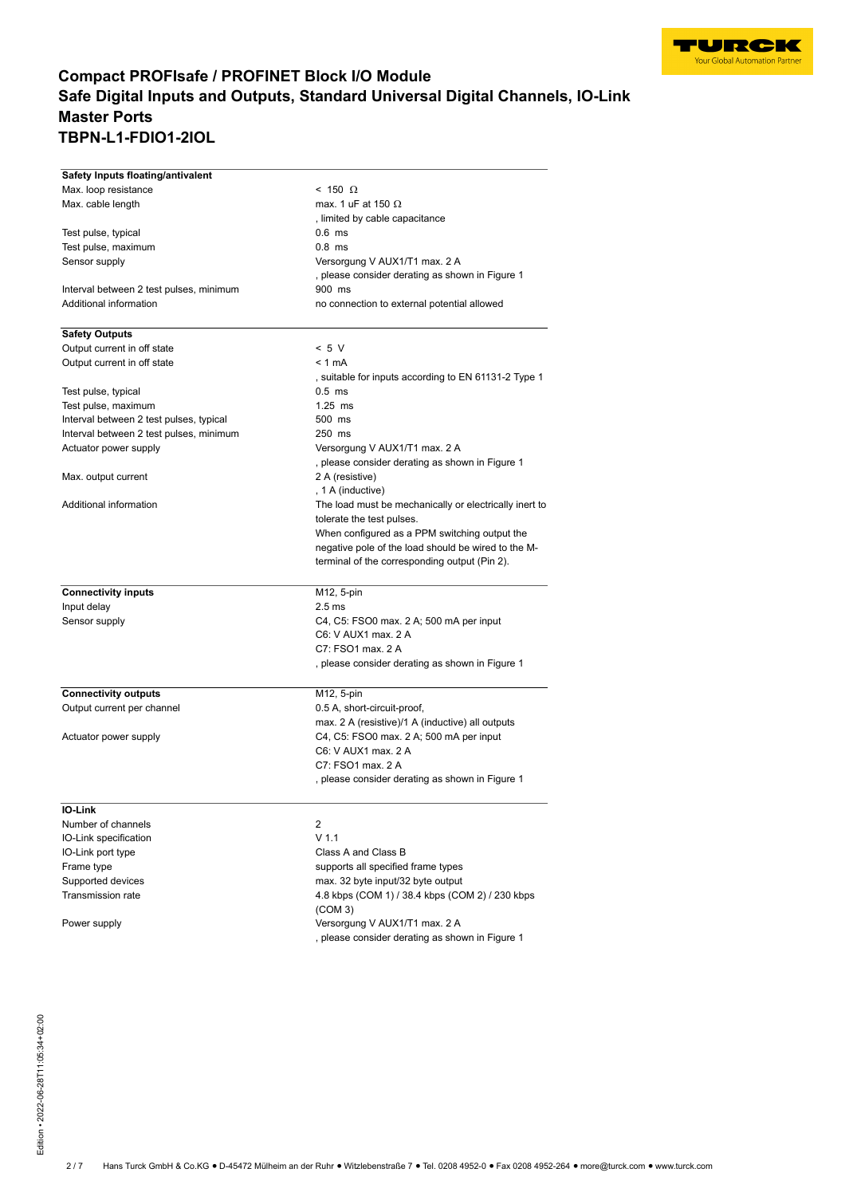# Compact PROFIsafe / PROFINET Block I/O Module
# Safe Digital Inputs and Outputs, Standard Universal Digital Channels, IO-Link Master Ports
# TBPN-L1-FDIO1-2IOL

| Safety Inputs floating/antivalent | |
|---|---|
| Max. loop resistance | < 150 Ω |
| Max. cable length | max. 1 uF at 150 Ω<br>, limited by cable capacitance |
| Test pulse, typical | 0.6 ms |
| Test pulse, maximum | 0.8 ms |
| Sensor supply | Versorgung V AUX1/T1 max. 2 A<br>, please consider derating as shown in Figure 1 |
| Interval between 2 test pulses, minimum | 900 ms |
| Additional information | no connection to external potential allowed |

| Safety Outputs | |
|---|---|
| Output current in off state | < 5 V |
| Output current in off state | < 1 mA<br>, suitable for inputs according to EN 61131-2 Type 1 |
| Test pulse, typical | 0.5 ms |
| Test pulse, maximum | 1.25 ms |
| Interval between 2 test pulses, typical | 500 ms |
| Interval between 2 test pulses, minimum | 250 ms |
| Actuator power supply | Versorgung V AUX1/T1 max. 2 A<br>, please consider derating as shown in Figure 1 |
| Max. output current | 2 A (resistive)<br>, 1 A (inductive) |
| Additional information | The load must be mechanically or electrically inert to tolerate the test pulses.<br>When configured as a PPM switching output the negative pole of the load should be wired to the M-terminal of the corresponding output (Pin 2). |

| Connectivity inputs | M12, 5-pin |
|---|---|
| Input delay | 2.5 ms |
| Sensor supply | C4, C5: FSO0 max. 2 A; 500 mA per input<br>C6: V AUX1 max. 2 A<br>C7: FSO1 max. 2 A<br>, please consider derating as shown in Figure 1 |

| Connectivity outputs | M12, 5-pin |
|---|---|
| Output current per channel | 0.5 A, short-circuit-proof,<br>max. 2 A (resistive)/1 A (inductive) all outputs |
| Actuator power supply | C4, C5: FSO0 max. 2 A; 500 mA per input<br>C6: V AUX1 max. 2 A<br>C7: FSO1 max. 2 A<br>, please consider derating as shown in Figure 1 |

| IO-Link | |
|---|---|
| Number of channels | 2 |
| IO-Link specification | V 1.1 |
| IO-Link port type | Class A and Class B |
| Frame type | supports all specified frame types |
| Supported devices | max. 32 byte input/32 byte output |
| Transmission rate | 4.8 kbps (COM 1) / 38.4 kbps (COM 2) / 230 kbps (COM 3) |
| Power supply | Versorgung V AUX1/T1 max. 2 A<br>, please consider derating as shown in Figure 1 |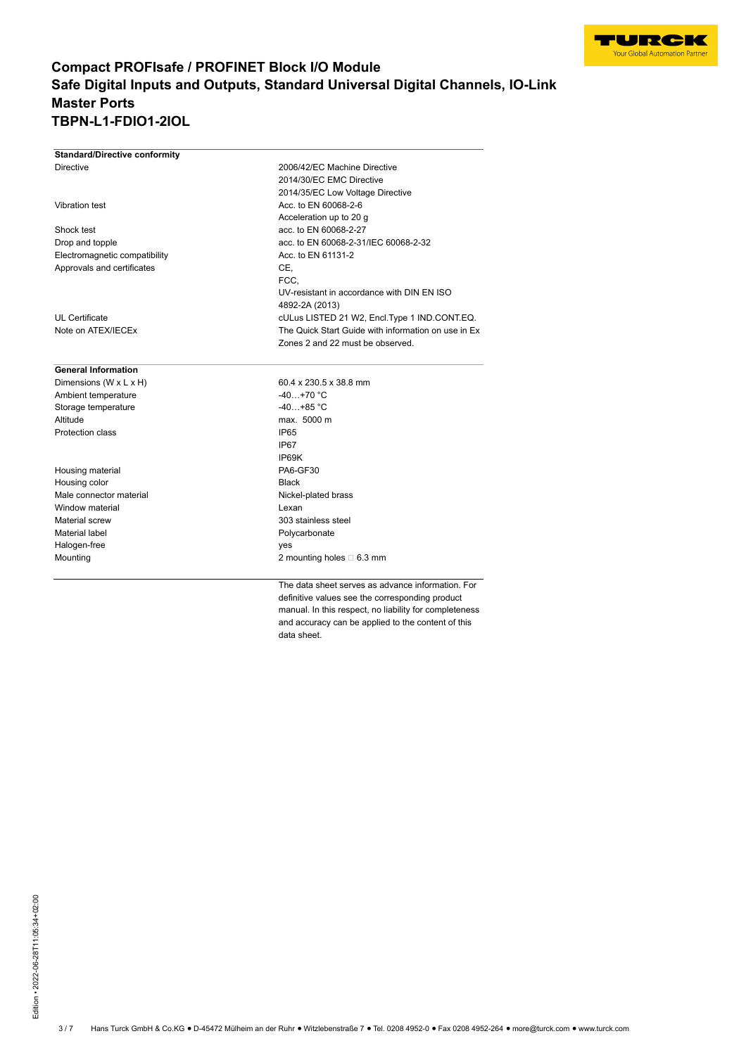# Compact PROFIsafe / PROFINET Block I/O Module
# Safe Digital Inputs and Outputs, Standard Universal Digital Channels, IO-Link Master Ports
# TBPN-L1-FDIO1-2IOL

| **Standard/Directive conformity** | |
|---|---|
| Directive | 2006/42/EC Machine Directive<br>2014/30/EC EMC Directive<br>2014/35/EC Low Voltage Directive |
| Vibration test | Acc. to EN 60068-2-6<br>Acceleration up to 20 g |
| Shock test | acc. to EN 60068-2-27 |
| Drop and topple | acc. to EN 60068-2-31/IEC 60068-2-32 |
| Electromagnetic compatibility | Acc. to EN 61131-2 |
| Approvals and certificates | CE,<br>FCC,<br>UV-resistant in accordance with DIN EN ISO 4892-2A (2013) |
| UL Certificate | cULus LISTED 21 W2, Encl.Type 1 IND.CONT.EQ. |
| Note on ATEX/IECEx | The Quick Start Guide with information on use in Ex Zones 2 and 22 must be observed. |

| **General Information** | |
|---|---|
| Dimensions (W x L x H) | 60.4 x 230.5 x 38.8 mm |
| Ambient temperature | -40…+70 °C |
| Storage temperature | -40…+85 °C |
| Altitude | max. 5000 m |
| Protection class | IP65<br>IP67<br>IP69K |
| Housing material | PA6-GF30 |
| Housing color | Black |
| Male connector material | Nickel-plated brass |
| Window material | Lexan |
| Material screw | 303 stainless steel |
| Material label | Polycarbonate |
| Halogen-free | yes |
| Mounting | 2 mounting holes □ 6.3 mm |

The data sheet serves as advance information. For definitive values see the corresponding product manual. In this respect, no liability for completeness and accuracy can be applied to the content of this data sheet.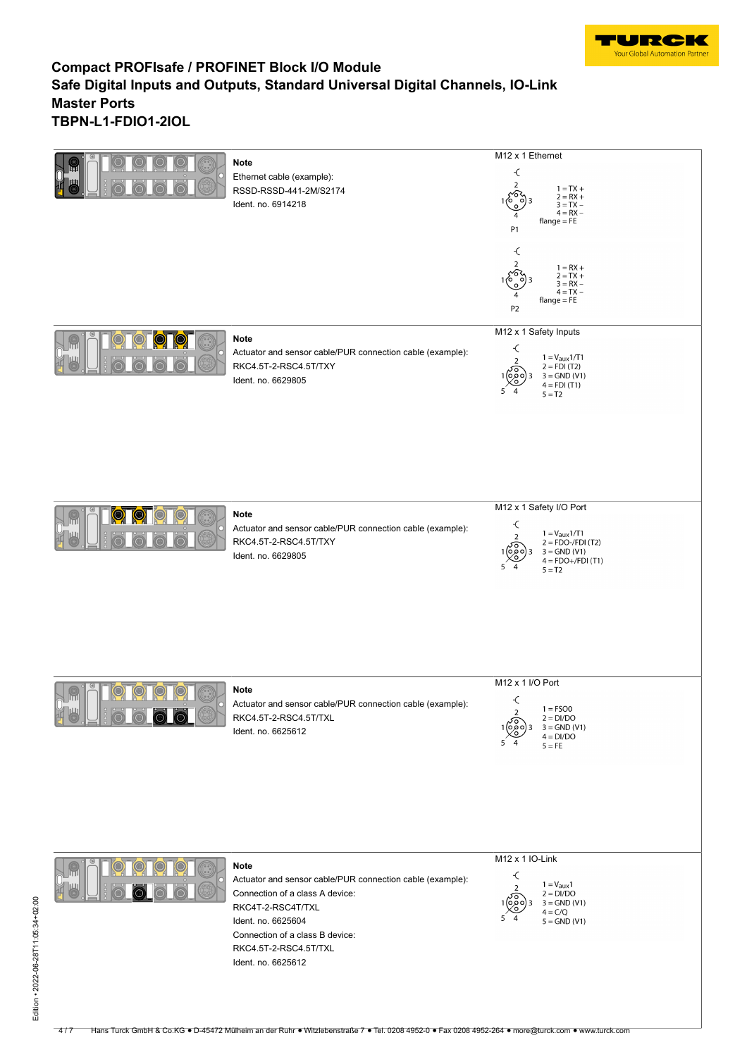# Compact PROFIsafe / PROFINET Block I/O Module
# Safe Digital Inputs and Outputs, Standard Universal Digital Channels, IO-Link Master Ports
# TBPN-L1-FDIO1-2IOL

**Note**

Ethernet cable (example):
RSSD-RSSD-441-2M/S2174
Ident. no. 6914218

M12 x 1 Ethernet

P1:
1 = TX +
2 = RX +
3 = TX –
4 = RX –
flange = FE

P2:
1 = RX +
2 = TX +
3 = RX –
4 = TX –
flange = FE

**Note**

Actuator and sensor cable/PUR connection cable (example):
RKC4.5T-2-RSC4.5T/TXY
Ident. no. 6629805

M12 x 1 Safety Inputs

1 = $V_{aux}1$/T1
2 = FDI (T2)
3 = GND (V1)
4 = FDI (T1)
5 = T2

**Note**

Actuator and sensor cable/PUR connection cable (example):
RKC4.5T-2-RSC4.5T/TXY
Ident. no. 6629805

M12 x 1 Safety I/O Port

1 = $V_{aux}1$/T1
2 = FDO-/FDI (T2)
3 = GND (V1)
4 = FDO+/FDI (T1)
5 = T2

**Note**

Actuator and sensor cable/PUR connection cable (example):
RKC4.5T-2-RSC4.5T/TXL
Ident. no. 6625612

M12 x 1 I/O Port

1 = FSO0
2 = DI/DO
3 = GND (V1)
4 = DI/DO
5 = FE

**Note**

Actuator and sensor cable/PUR connection cable (example):
Connection of a class A device:
RKC4T-2-RSC4T/TXL
Ident. no. 6625604
Connection of a class B device:
RKC4.5T-2-RSC4.5T/TXL
Ident. no. 6625612

M12 x 1 IO-Link

1 = $V_{aux}1$
2 = DI/DO
3 = GND (V1)
4 = C/Q
5 = GND (V1)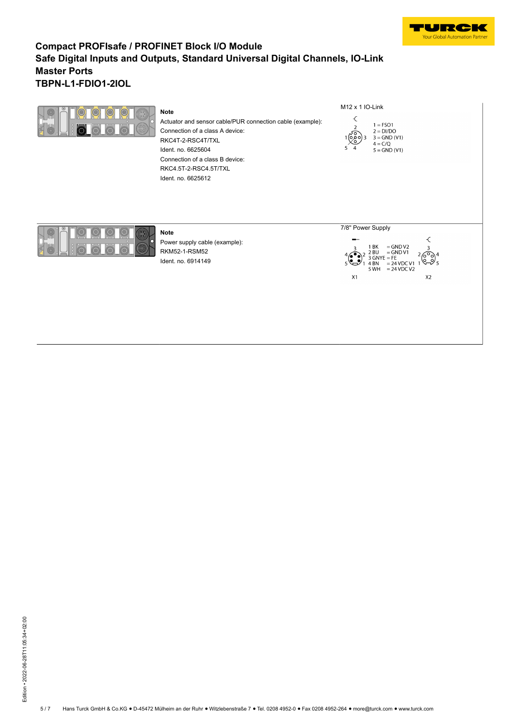# Compact PROFIsafe / PROFINET Block I/O Module
## Safe Digital Inputs and Outputs, Standard Universal Digital Channels, IO-Link Master Ports
## TBPN-L1-FDIO1-2IOL

**Note**

Actuator and sensor cable/PUR connection cable (example):

Connection of a class A device:

RKC4T-2-RSC4T/TXL

Ident. no. 6625604

Connection of a class B device:

RKC4.5T-2-RSC4.5T/TXL

Ident. no. 6625612

M12 x 1 IO-Link

1 = FSO1
2 = DI/DO
3 = GND (V1)
4 = C/Q
5 = GND (V1)

**Note**

Power supply cable (example):

RKM52-1-RSM52

Ident. no. 6914149

7/8" Power Supply

1 BK = GND V2
2 BU = GND V1
3 GNYE = FE
4 BN = 24 VDC V1
5 WH = 24 VDC V2

X1 X2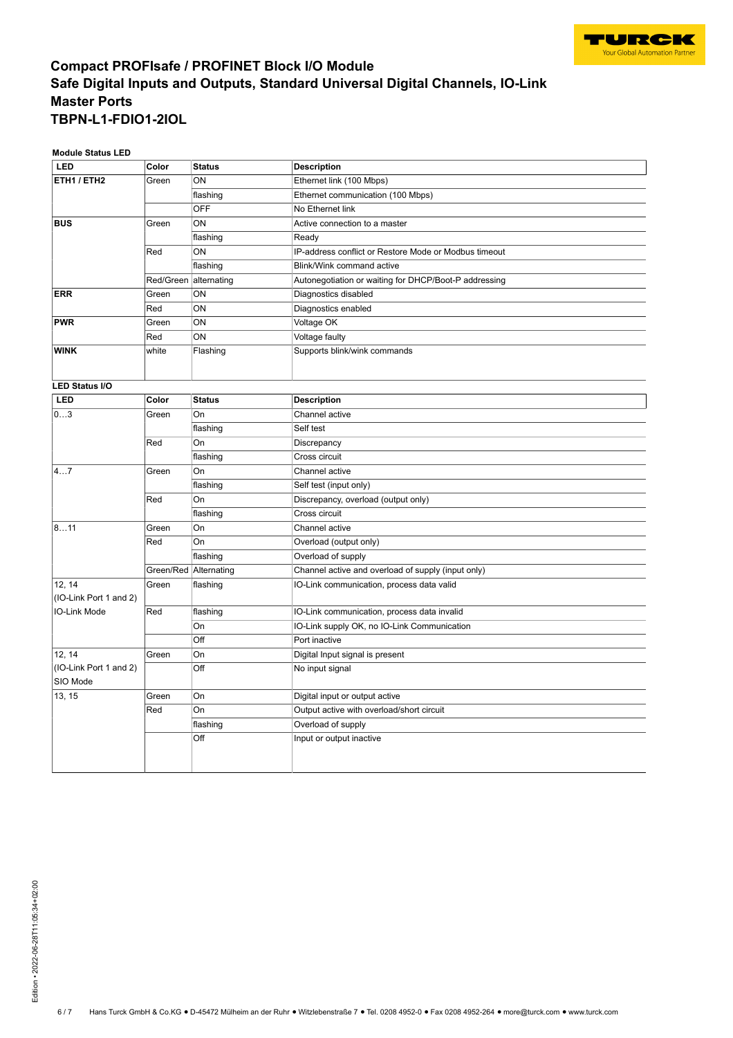# Compact PROFIsafe / PROFINET Block I/O Module
# Safe Digital Inputs and Outputs, Standard Universal Digital Channels, IO-Link Master Ports
# TBPN-L1-FDIO1-2IOL

**Module Status LED**

| LED | Color | Status | Description |
|---|---|---|---|
| **ETH1 / ETH2** | Green | ON | Ethernet link (100 Mbps) |
| | | flashing | Ethernet communication (100 Mbps) |
| | | OFF | No Ethernet link |
| **BUS** | Green | ON | Active connection to a master |
| | | flashing | Ready |
| | Red | ON | IP-address conflict or Restore Mode or Modbus timeout |
| | | flashing | Blink/Wink command active |
| | Red/Green | alternating | Autonegotiation or waiting for DHCP/Boot-P addressing |
| **ERR** | Green | ON | Diagnostics disabled |
| | Red | ON | Diagnostics enabled |
| **PWR** | Green | ON | Voltage OK |
| | Red | ON | Voltage faulty |
| **WINK** | white | Flashing | Supports blink/wink commands |

**LED Status I/O**

| LED | Color | Status | Description |
|---|---|---|---|
| 0…3 | Green | On | Channel active |
| | | flashing | Self test |
| | Red | On | Discrepancy |
| | | flashing | Cross circuit |
| 4…7 | Green | On | Channel active |
| | | flashing | Self test (input only) |
| | Red | On | Discrepancy, overload (output only) |
| | | flashing | Cross circuit |
| 8…11 | Green | On | Channel active |
| | Red | On | Overload (output only) |
| | | flashing | Overload of supply |
| | Green/Red | Alternating | Channel active and overload of supply (input only) |
| 12, 14 (IO-Link Port 1 and 2) IO-Link Mode | Green | flashing | IO-Link communication, process data valid |
| | Red | flashing | IO-Link communication, process data invalid |
| | | On | IO-Link supply OK, no IO-Link Communication |
| | | Off | Port inactive |
| 12, 14 (IO-Link Port 1 and 2) SIO Mode | Green | On | Digital Input signal is present |
| | | Off | No input signal |
| 13, 15 | Green | On | Digital input or output active |
| | Red | On | Output active with overload/short circuit |
| | | flashing | Overload of supply |
| | | Off | Input or output inactive |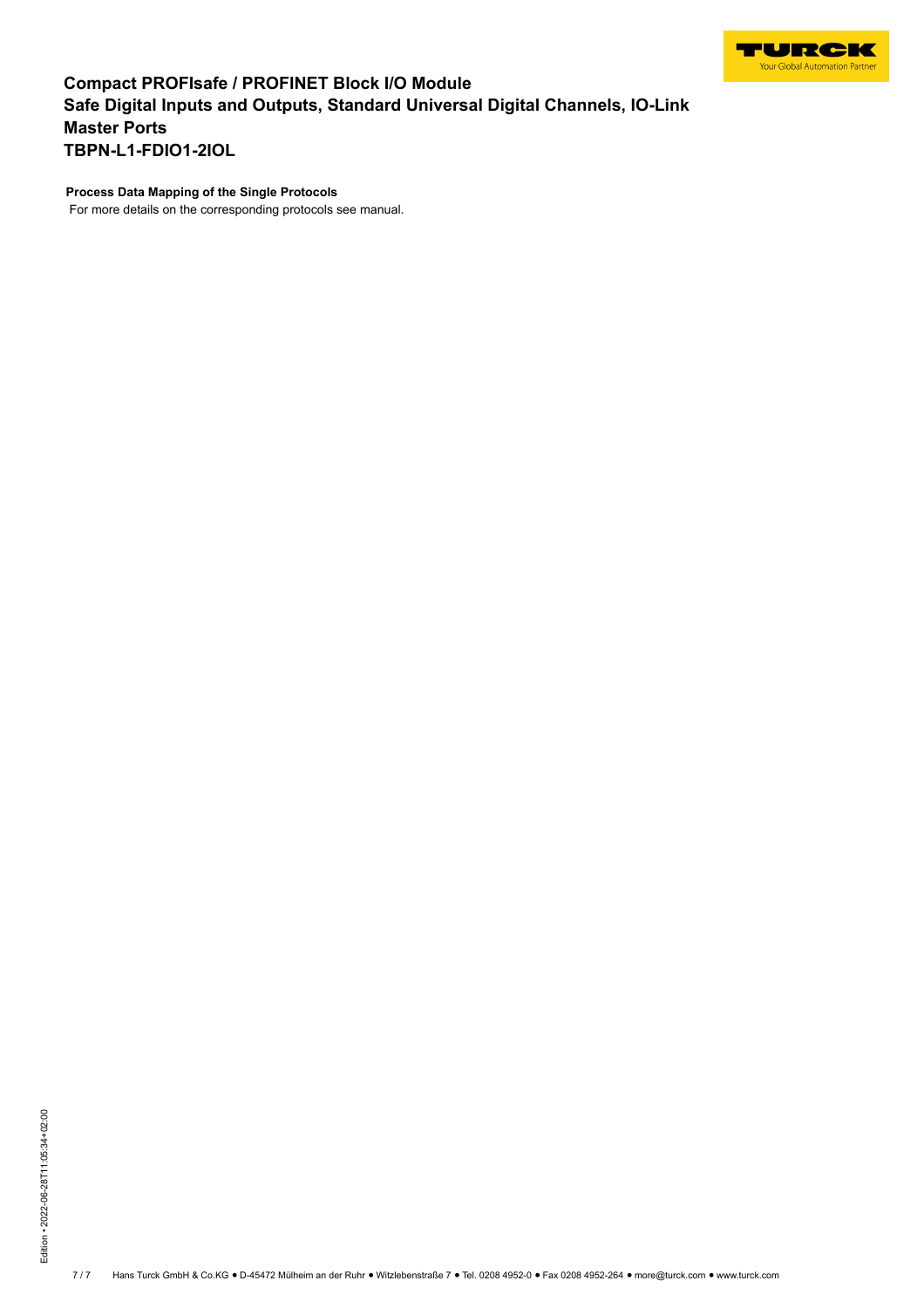### Process Data Mapping of the Single Protocols

For more details on the corresponding protocols see manual.